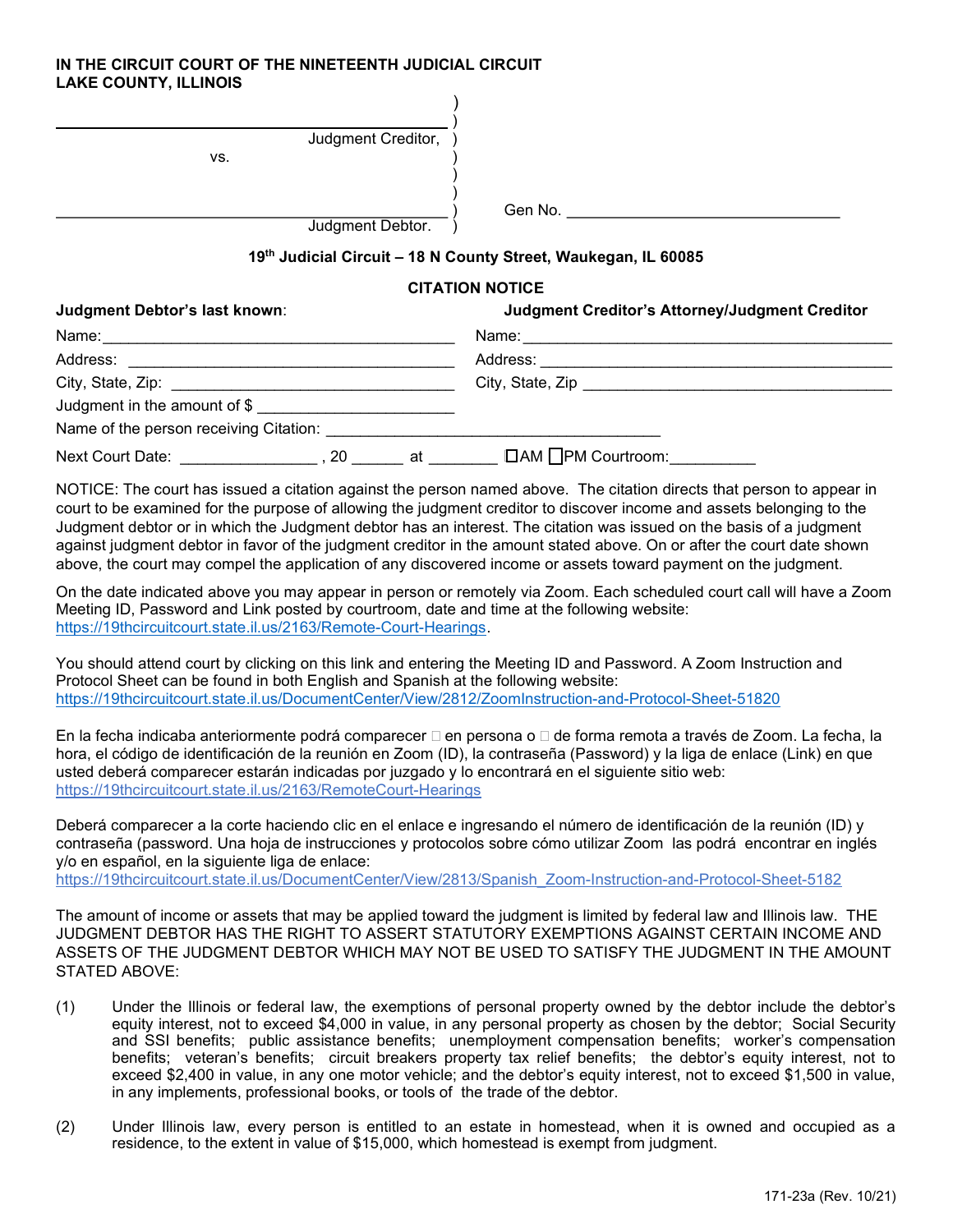**IN THE CIRCUIT COURT OF THE NINETEENTH JUDICIAL CIRCUIT**
**LAKE COUNTY, ILLINOIS**

\_\_\_\_\_\_\_\_\_\_\_\_\_\_\_\_\_\_\_\_\_\_\_\_\_\_\_\_\_\_\_\_\_\_\_\_\_\_\_\_ )
Judgment Creditor, )
vs. )
)
\_\_\_\_\_\_\_\_\_\_\_\_\_\_\_\_\_\_\_\_\_\_\_\_\_\_\_\_\_\_\_\_\_\_\_\_\_\_\_\_ ) Gen No. \_\_\_\_\_\_\_\_\_\_\_\_\_\_\_\_\_\_\_\_\_\_\_\_\_\_\_\_\_\_
Judgment Debtor. )

**19th Judicial Circuit – 18 N County Street, Waukegan, IL 60085**

**CITATION NOTICE**

| **Judgment Debtor's last known**: | **Judgment Creditor's Attorney/Judgment Creditor** |
|---|---|
| Name: \_\_\_\_\_\_\_\_\_\_\_\_\_\_\_\_\_\_\_\_\_\_\_\_\_\_\_\_ | Name: \_\_\_\_\_\_\_\_\_\_\_\_\_\_\_\_\_\_\_\_\_\_\_\_\_\_\_\_ |
| Address: \_\_\_\_\_\_\_\_\_\_\_\_\_\_\_\_\_\_\_\_\_\_\_\_\_\_\_\_ | Address: \_\_\_\_\_\_\_\_\_\_\_\_\_\_\_\_\_\_\_\_\_\_\_\_\_\_\_\_ |
| City, State, Zip: \_\_\_\_\_\_\_\_\_\_\_\_\_\_\_\_\_\_\_\_\_\_ | City, State, Zip \_\_\_\_\_\_\_\_\_\_\_\_\_\_\_\_\_\_\_\_\_\_ |

Judgment in the amount of $ \_\_\_\_\_\_\_\_\_\_\_\_\_\_\_\_\_\_\_\_\_\_

Name of the person receiving Citation: \_\_\_\_\_\_\_\_\_\_\_\_\_\_\_\_\_\_\_\_\_\_\_\_\_\_\_\_\_\_\_\_\_\_\_\_\_\_\_\_

Next Court Date: \_\_\_\_\_\_\_\_\_\_\_\_\_\_\_\_ , 20 \_\_\_\_\_\_ at \_\_\_\_\_\_\_\_ ☐AM ☐PM Courtroom:\_\_\_\_\_\_\_\_\_\_

NOTICE: The court has issued a citation against the person named above. The citation directs that person to appear in court to be examined for the purpose of allowing the judgment creditor to discover income and assets belonging to the Judgment debtor or in which the Judgment debtor has an interest. The citation was issued on the basis of a judgment against judgment debtor in favor of the judgment creditor in the amount stated above. On or after the court date shown above, the court may compel the application of any discovered income or assets toward payment on the judgment.

On the date indicated above you may appear in person or remotely via Zoom. Each scheduled court call will have a Zoom Meeting ID, Password and Link posted by courtroom, date and time at the following website: https://19thcircuitcourt.state.il.us/2163/Remote-Court-Hearings.

You should attend court by clicking on this link and entering the Meeting ID and Password. A Zoom Instruction and Protocol Sheet can be found in both English and Spanish at the following website: https://19thcircuitcourt.state.il.us/DocumentCenter/View/2812/ZoomInstruction-and-Protocol-Sheet-51820

En la fecha indicaba anteriormente podrá comparecer ☐ en persona o ☐ de forma remota a través de Zoom. La fecha, la hora, el código de identificación de la reunión en Zoom (ID), la contraseña (Password) y la liga de enlace (Link) en que usted deberá comparecer estarán indicadas por juzgado y lo encontrará en el siguiente sitio web: https://19thcircuitcourt.state.il.us/2163/RemoteCourt-Hearings

Deberá comparecer a la corte haciendo clic en el enlace e ingresando el número de identificación de la reunión (ID) y contraseña (password. Una hoja de instrucciones y protocolos sobre cómo utilizar Zoom las podrá encontrar en inglés y/o en español, en la siguiente liga de enlace: https://19thcircuitcourt.state.il.us/DocumentCenter/View/2813/Spanish_Zoom-Instruction-and-Protocol-Sheet-5182

The amount of income or assets that may be applied toward the judgment is limited by federal law and Illinois law. THE JUDGMENT DEBTOR HAS THE RIGHT TO ASSERT STATUTORY EXEMPTIONS AGAINST CERTAIN INCOME AND ASSETS OF THE JUDGMENT DEBTOR WHICH MAY NOT BE USED TO SATISFY THE JUDGMENT IN THE AMOUNT STATED ABOVE:

(1) Under the Illinois or federal law, the exemptions of personal property owned by the debtor include the debtor's equity interest, not to exceed $4,000 in value, in any personal property as chosen by the debtor; Social Security and SSI benefits; public assistance benefits; unemployment compensation benefits; worker's compensation benefits; veteran's benefits; circuit breakers property tax relief benefits; the debtor's equity interest, not to exceed $2,400 in value, in any one motor vehicle; and the debtor's equity interest, not to exceed $1,500 in value, in any implements, professional books, or tools of the trade of the debtor.

(2) Under Illinois law, every person is entitled to an estate in homestead, when it is owned and occupied as a residence, to the extent in value of $15,000, which homestead is exempt from judgment.

171-23a (Rev. 10/21)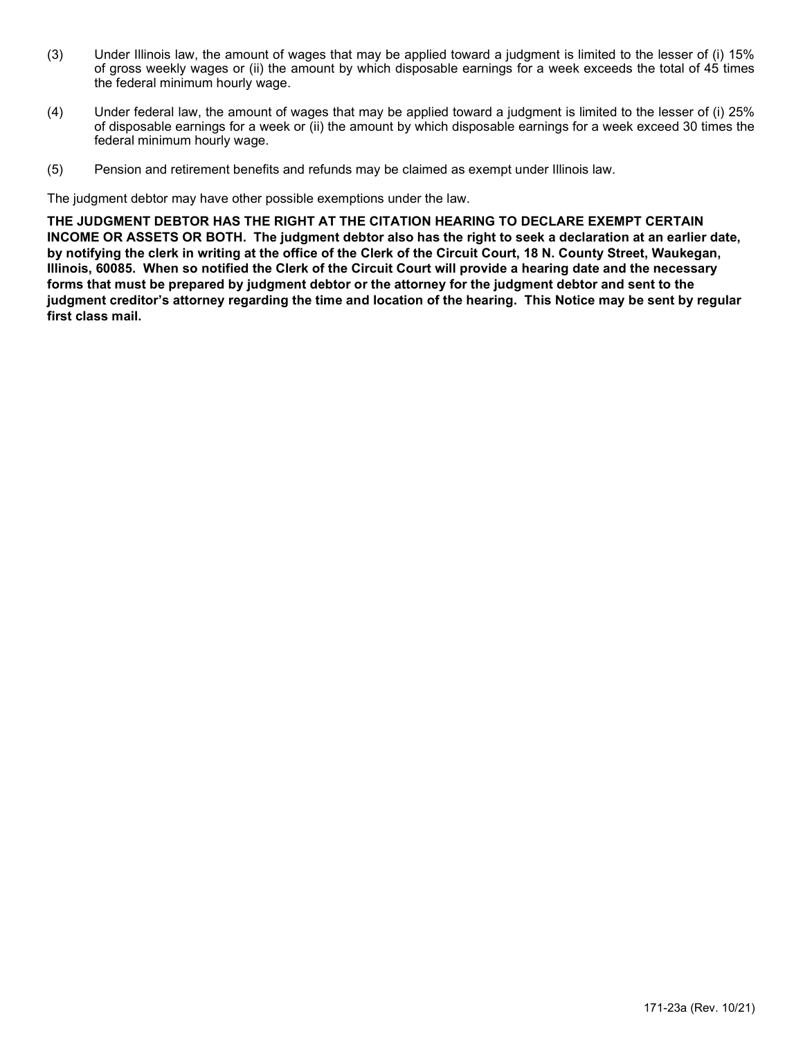(3) Under Illinois law, the amount of wages that may be applied toward a judgment is limited to the lesser of (i) 15% of gross weekly wages or (ii) the amount by which disposable earnings for a week exceeds the total of 45 times the federal minimum hourly wage.

(4) Under federal law, the amount of wages that may be applied toward a judgment is limited to the lesser of (i) 25% of disposable earnings for a week or (ii) the amount by which disposable earnings for a week exceed 30 times the federal minimum hourly wage.

(5) Pension and retirement benefits and refunds may be claimed as exempt under Illinois law.

The judgment debtor may have other possible exemptions under the law.

**THE JUDGMENT DEBTOR HAS THE RIGHT AT THE CITATION HEARING TO DECLARE EXEMPT CERTAIN INCOME OR ASSETS OR BOTH. The judgment debtor also has the right to seek a declaration at an earlier date, by notifying the clerk in writing at the office of the Clerk of the Circuit Court, 18 N. County Street, Waukegan, Illinois, 60085. When so notified the Clerk of the Circuit Court will provide a hearing date and the necessary forms that must be prepared by judgment debtor or the attorney for the judgment debtor and sent to the judgment creditor's attorney regarding the time and location of the hearing. This Notice may be sent by regular first class mail.**

171-23a (Rev. 10/21)